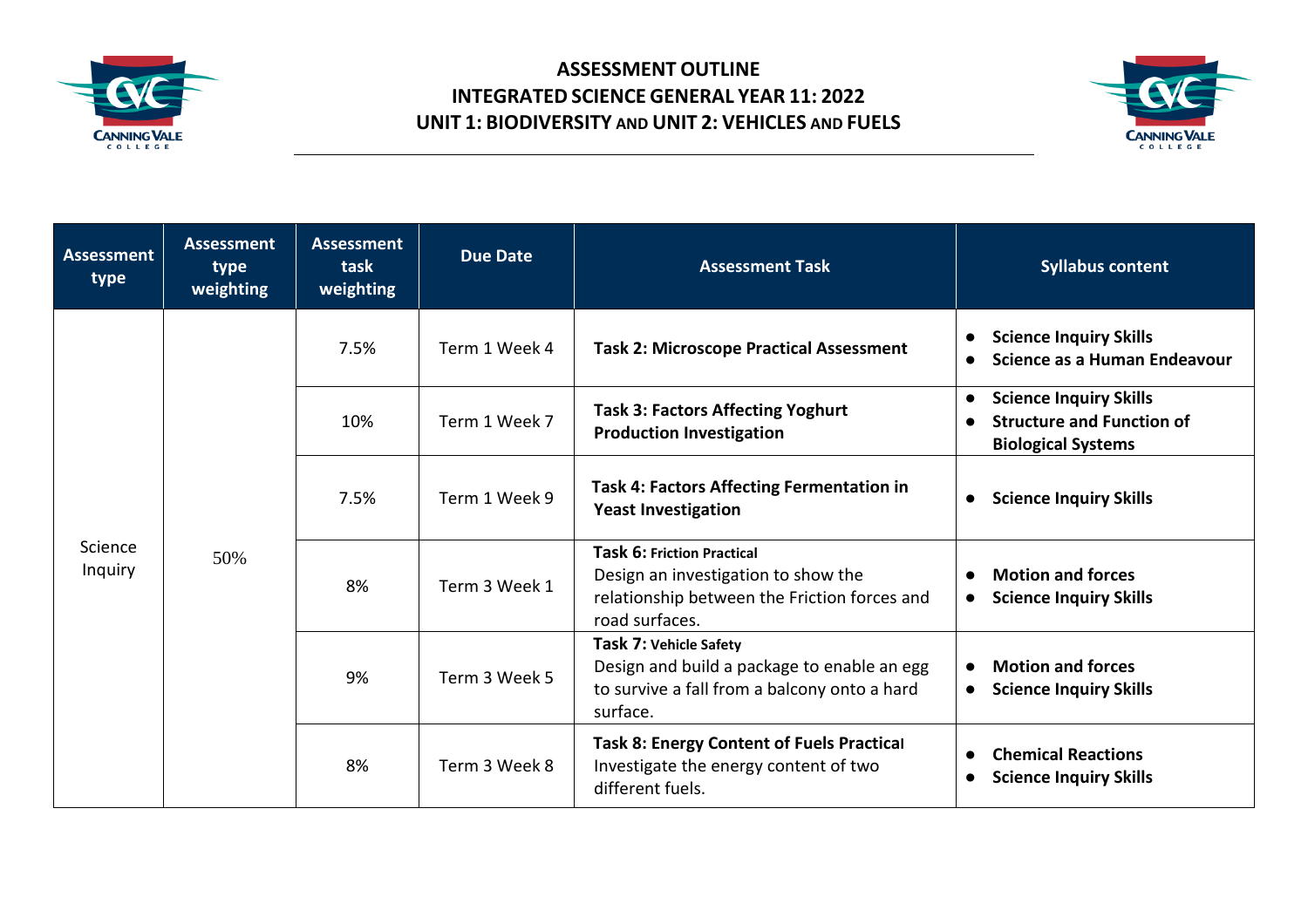# ASSESSMENT OUTLINE
# INTEGRATED SCIENCE GENERAL YEAR 11: 2022
# UNIT 1: BIODIVERSITY AND UNIT 2: VEHICLES AND FUELS

| Assessment type | Assessment type weighting | Assessment task weighting | Due Date | Assessment Task | Syllabus content |
|---|---|---|---|---|---|
| Science Inquiry | 50% | 7.5% | Term 1 Week 4 | **Task 2: Microscope Practical Assessment** | • **Science Inquiry Skills**<br>• **Science as a Human Endeavour** |
| | | 10% | Term 1 Week 7 | **Task 3: Factors Affecting Yoghurt Production Investigation** | • **Science Inquiry Skills**<br>• **Structure and Function of Biological Systems** |
| | | 7.5% | Term 1 Week 9 | **Task 4: Factors Affecting Fermentation in Yeast Investigation** | • **Science Inquiry Skills** |
| | | 8% | Term 3 Week 1 | **Task 6: Friction Practical**<br>Design an investigation to show the relationship between the Friction forces and road surfaces. | • **Motion and forces**<br>• **Science Inquiry Skills** |
| | | 9% | Term 3 Week 5 | **Task 7: Vehicle Safety**<br>Design and build a package to enable an egg to survive a fall from a balcony onto a hard surface. | • **Motion and forces**<br>• **Science Inquiry Skills** |
| | | 8% | Term 3 Week 8 | **Task 8: Energy Content of Fuels Practical**<br>Investigate the energy content of two different fuels. | • **Chemical Reactions**<br>• **Science Inquiry Skills** |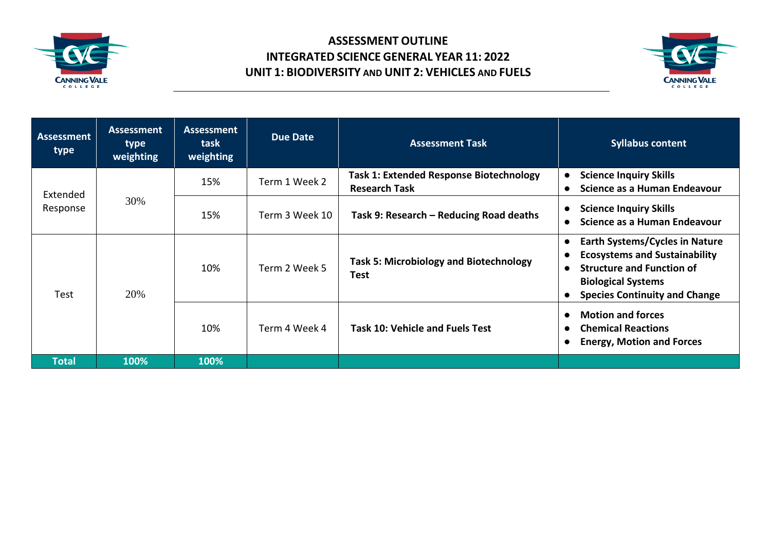# ASSESSMENT OUTLINE
# INTEGRATED SCIENCE GENERAL YEAR 11: 2022
# UNIT 1: BIODIVERSITY AND UNIT 2: VEHICLES AND FUELS

| Assessment type | Assessment type weighting | Assessment task weighting | Due Date | Assessment Task | Syllabus content |
|---|---|---|---|---|---|
| Extended Response | 30% | 15% | Term 1 Week 2 | **Task 1: Extended Response Biotechnology Research Task** | • **Science Inquiry Skills**<br>• **Science as a Human Endeavour** |
| | | 15% | Term 3 Week 10 | **Task 9: Research – Reducing Road deaths** | • **Science Inquiry Skills**<br>• **Science as a Human Endeavour** |
| Test | 20% | 10% | Term 2 Week 5 | **Task 5: Microbiology and Biotechnology Test** | • **Earth Systems/Cycles in Nature**<br>• **Ecosystems and Sustainability**<br>• **Structure and Function of Biological Systems**<br>• **Species Continuity and Change** |
| | | 10% | Term 4 Week 4 | **Task 10: Vehicle and Fuels Test** | • **Motion and forces**<br>• **Chemical Reactions**<br>• **Energy, Motion and Forces** |
| **Total** | **100%** | **100%** | | | |